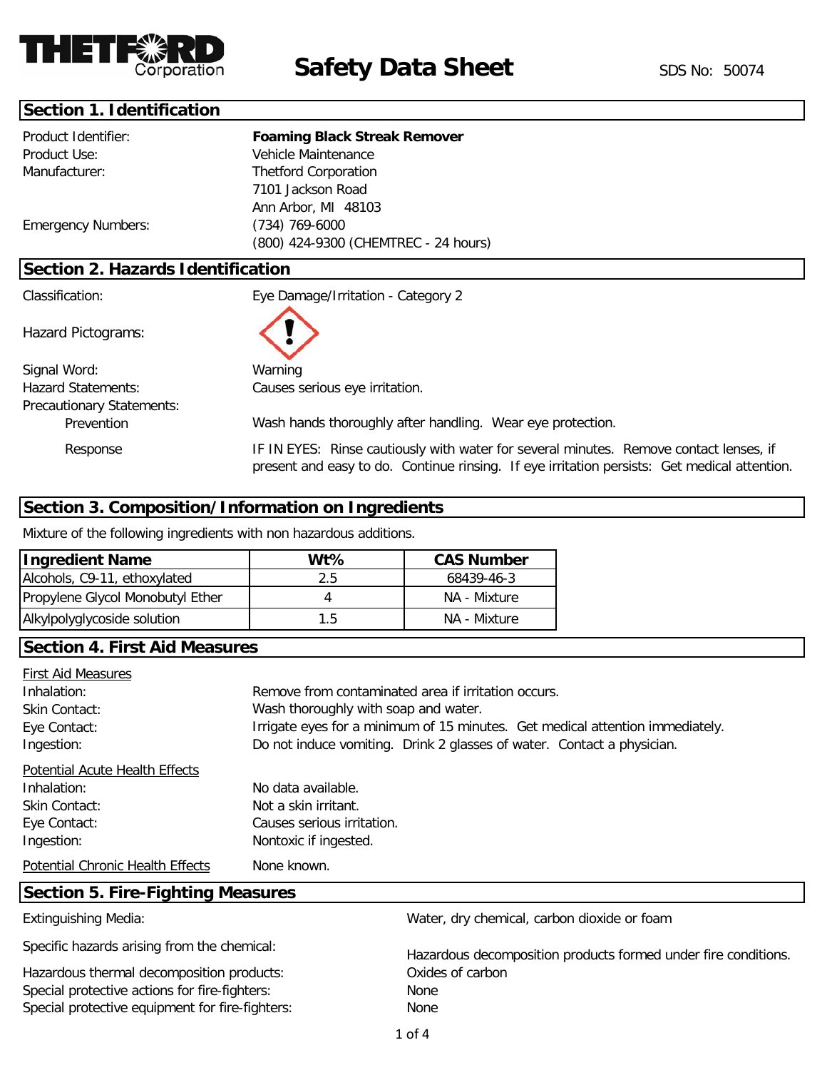# THETFORD Corporation

# Safety Data Sheet

SDS No: 50074

## Section 1. Identification

| | |
|---|---|
| Product Identifier: | **Foaming Black Streak Remover** |
| Product Use: | Vehicle Maintenance |
| Manufacturer: | Thetford Corporation<br>7101 Jackson Road<br>Ann Arbor, MI 48103 |
| Emergency Numbers: | (734) 769-6000<br>(800) 424-9300 (CHEMTREC - 24 hours) |

## Section 2. Hazards Identification

Classification: Eye Damage/Irritation - Category 2

Hazard Pictograms:

Signal Word: Warning

Hazard Statements: Causes serious eye irritation.

Precautionary Statements:

- Prevention: Wash hands thoroughly after handling. Wear eye protection.
- Response: IF IN EYES: Rinse cautiously with water for several minutes. Remove contact lenses, if present and easy to do. Continue rinsing. If eye irritation persists: Get medical attention.

## Section 3. Composition/Information on Ingredients

Mixture of the following ingredients with non hazardous additions.

| Ingredient Name | Wt% | CAS Number |
|---|---|---|
| Alcohols, C9-11, ethoxylated | 2.5 | 68439-46-3 |
| Propylene Glycol Monobutyl Ether | 4 | NA - Mixture |
| Alkylpolyglycoside solution | 1.5 | NA - Mixture |

## Section 4. First Aid Measures

First Aid Measures

| | |
|---|---|
| Inhalation: | Remove from contaminated area if irritation occurs. |
| Skin Contact: | Wash thoroughly with soap and water. |
| Eye Contact: | Irrigate eyes for a minimum of 15 minutes. Get medical attention immediately. |
| Ingestion: | Do not induce vomiting. Drink 2 glasses of water. Contact a physician. |

Potential Acute Health Effects

| | |
|---|---|
| Inhalation: | No data available. |
| Skin Contact: | Not a skin irritant. |
| Eye Contact: | Causes serious irritation. |
| Ingestion: | Nontoxic if ingested. |

Potential Chronic Health Effects: None known.

## Section 5. Fire-Fighting Measures

| | |
|---|---|
| Extinguishing Media: | Water, dry chemical, carbon dioxide or foam |
| Specific hazards arising from the chemical: | Hazardous decomposition products formed under fire conditions. |
| Hazardous thermal decomposition products: | Oxides of carbon |
| Special protective actions for fire-fighters: | None |
| Special protective equipment for fire-fighters: | None |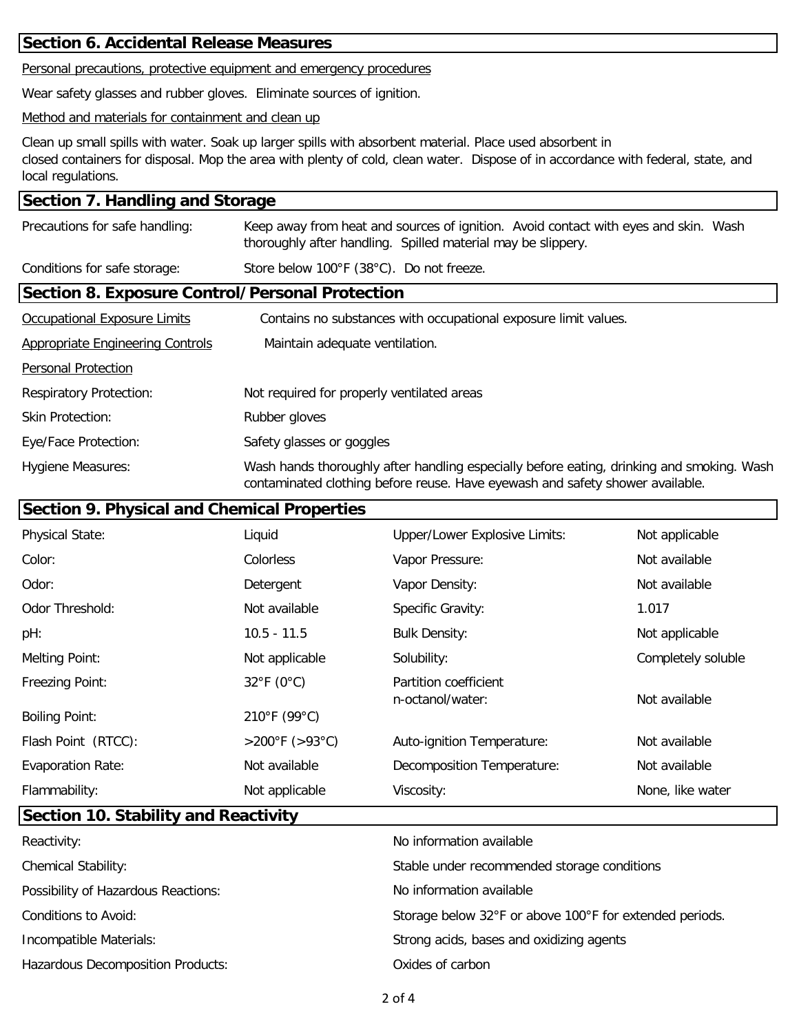## Section 6. Accidental Release Measures

Personal precautions, protective equipment and emergency procedures

Wear safety glasses and rubber gloves. Eliminate sources of ignition.

Method and materials for containment and clean up

Clean up small spills with water. Soak up larger spills with absorbent material. Place used absorbent in closed containers for disposal. Mop the area with plenty of cold, clean water. Dispose of in accordance with federal, state, and local regulations.

## Section 7. Handling and Storage

| | |
|---|---|
| Precautions for safe handling: | Keep away from heat and sources of ignition. Avoid contact with eyes and skin. Wash thoroughly after handling. Spilled material may be slippery. |
| Conditions for safe storage: | Store below 100°F (38°C). Do not freeze. |

## Section 8. Exposure Control/Personal Protection

| | |
|---|---|
| Occupational Exposure Limits | Contains no substances with occupational exposure limit values. |
| Appropriate Engineering Controls | Maintain adequate ventilation. |
| Personal Protection | |
| Respiratory Protection: | Not required for properly ventilated areas |
| Skin Protection: | Rubber gloves |
| Eye/Face Protection: | Safety glasses or goggles |
| Hygiene Measures: | Wash hands thoroughly after handling especially before eating, drinking and smoking. Wash contaminated clothing before reuse. Have eyewash and safety shower available. |

## Section 9. Physical and Chemical Properties

| | | | |
|---|---|---|---|
| Physical State: | Liquid | Upper/Lower Explosive Limits: | Not applicable |
| Color: | Colorless | Vapor Pressure: | Not available |
| Odor: | Detergent | Vapor Density: | Not available |
| Odor Threshold: | Not available | Specific Gravity: | 1.017 |
| pH: | 10.5 - 11.5 | Bulk Density: | Not applicable |
| Melting Point: | Not applicable | Solubility: | Completely soluble |
| Freezing Point: | 32°F (0°C) | Partition coefficient n-octanol/water: | Not available |
| Boiling Point: | 210°F (99°C) | | |
| Flash Point (RTCC): | >200°F (>93°C) | Auto-ignition Temperature: | Not available |
| Evaporation Rate: | Not available | Decomposition Temperature: | Not available |
| Flammability: | Not applicable | Viscosity: | None, like water |

## Section 10. Stability and Reactivity

| | |
|---|---|
| Reactivity: | No information available |
| Chemical Stability: | Stable under recommended storage conditions |
| Possibility of Hazardous Reactions: | No information available |
| Conditions to Avoid: | Storage below 32°F or above 100°F for extended periods. |
| Incompatible Materials: | Strong acids, bases and oxidizing agents |
| Hazardous Decomposition Products: | Oxides of carbon |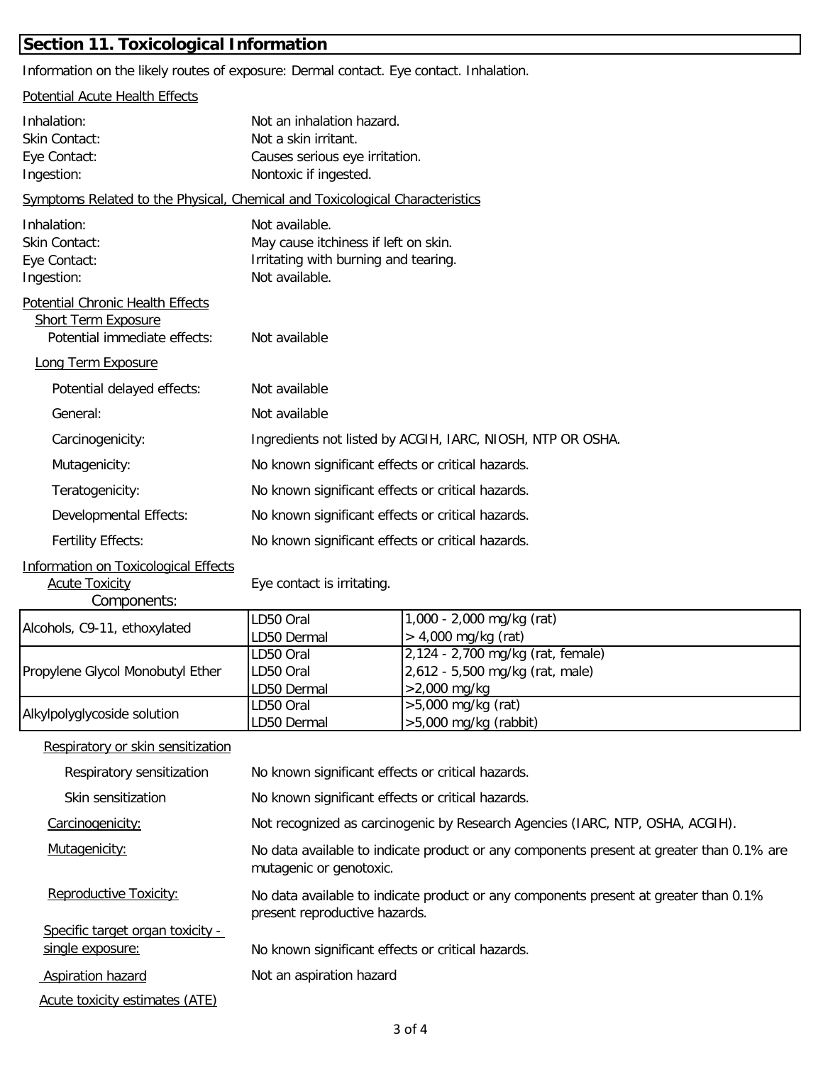## Section 11. Toxicological Information

Information on the likely routes of exposure: Dermal contact. Eye contact. Inhalation.

Potential Acute Health Effects

Inhalation: Not an inhalation hazard.
Skin Contact: Not a skin irritant.
Eye Contact: Causes serious eye irritation.
Ingestion: Nontoxic if ingested.

Symptoms Related to the Physical, Chemical and Toxicological Characteristics

Inhalation: Not available.
Skin Contact: May cause itchiness if left on skin.
Eye Contact: Irritating with burning and tearing.
Ingestion: Not available.

Potential Chronic Health Effects

Short Term Exposure

Potential immediate effects: Not available

Long Term Exposure

Potential delayed effects: Not available

General: Not available

Carcinogenicity: Ingredients not listed by ACGIH, IARC, NIOSH, NTP OR OSHA.

Mutagenicity: No known significant effects or critical hazards.

Teratogenicity: No known significant effects or critical hazards.

Developmental Effects: No known significant effects or critical hazards.

Fertility Effects: No known significant effects or critical hazards.

Information on Toxicological Effects

Acute Toxicity: Eye contact is irritating.

Components:

| Component | Test | Value |
|---|---|---|
| Alcohols, C9-11, ethoxylated | LD50 Oral | 1,000 - 2,000 mg/kg (rat) |
| | LD50 Dermal | > 4,000 mg/kg (rat) |
| Propylene Glycol Monobutyl Ether | LD50 Oral | 2,124 - 2,700 mg/kg (rat, female) |
| | LD50 Oral | 2,612 - 5,500 mg/kg (rat, male) |
| | LD50 Dermal | >2,000 mg/kg |
| Alkylpolyglycoside solution | LD50 Oral | >5,000 mg/kg (rat) |
| | LD50 Dermal | >5,000 mg/kg (rabbit) |

Respiratory or skin sensitization

Respiratory sensitization: No known significant effects or critical hazards.

Skin sensitization: No known significant effects or critical hazards.

Carcinogenicity: Not recognized as carcinogenic by Research Agencies (IARC, NTP, OSHA, ACGIH).

Mutagenicity: No data available to indicate product or any components present at greater than 0.1% are mutagenic or genotoxic.

Reproductive Toxicity: No data available to indicate product or any components present at greater than 0.1% present reproductive hazards.

Specific target organ toxicity - single exposure: No known significant effects or critical hazards.

Aspiration hazard: Not an aspiration hazard

Acute toxicity estimates (ATE)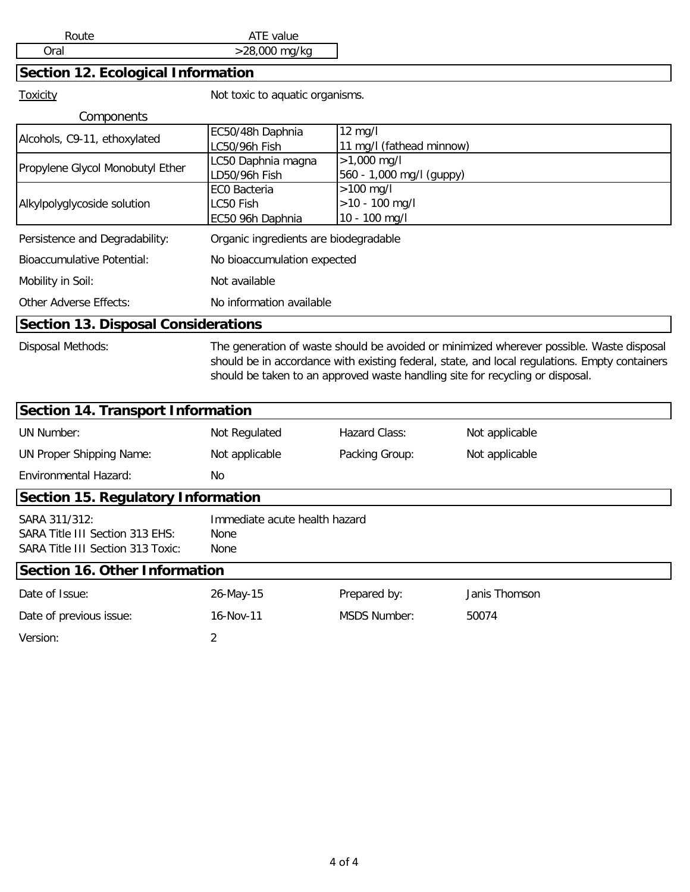| Route | ATE value |
|---|---|
| Oral | >28,000 mg/kg |

## Section 12. Ecological Information

Toxicity: Not toxic to aquatic organisms.

Components

| | | |
|---|---|---|
| Alcohols, C9-11, ethoxylated | EC50/48h Daphnia<br>LC50/96h Fish | 12 mg/l<br>11 mg/l (fathead minnow) |
| Propylene Glycol Monobutyl Ether | LC50 Daphnia magna<br>LD50/96h Fish | >1,000 mg/l<br>560 - 1,000 mg/l (guppy) |
| Alkylpolyglycoside solution | EC0 Bacteria<br>LC50 Fish<br>EC50 96h Daphnia | >100 mg/l<br>>10 - 100 mg/l<br>10 - 100 mg/l |

Persistence and Degradability: Organic ingredients are biodegradable

Bioaccumulative Potential: No bioaccumulation expected

Mobility in Soil: Not available

Other Adverse Effects: No information available

## Section 13. Disposal Considerations

Disposal Methods: The generation of waste should be avoided or minimized wherever possible. Waste disposal should be in accordance with existing federal, state, and local regulations. Empty containers should be taken to an approved waste handling site for recycling or disposal.

## Section 14. Transport Information

| | | | |
|---|---|---|---|
| UN Number: | Not Regulated | Hazard Class: | Not applicable |
| UN Proper Shipping Name: | Not applicable | Packing Group: | Not applicable |
| Environmental Hazard: | No | | |

## Section 15. Regulatory Information

SARA 311/312: Immediate acute health hazard

SARA Title III Section 313 EHS: None

SARA Title III Section 313 Toxic: None

## Section 16. Other Information

| | | | |
|---|---|---|---|
| Date of Issue: | 26-May-15 | Prepared by: | Janis Thomson |
| Date of previous issue: | 16-Nov-11 | MSDS Number: | 50074 |
| Version: | 2 | | |